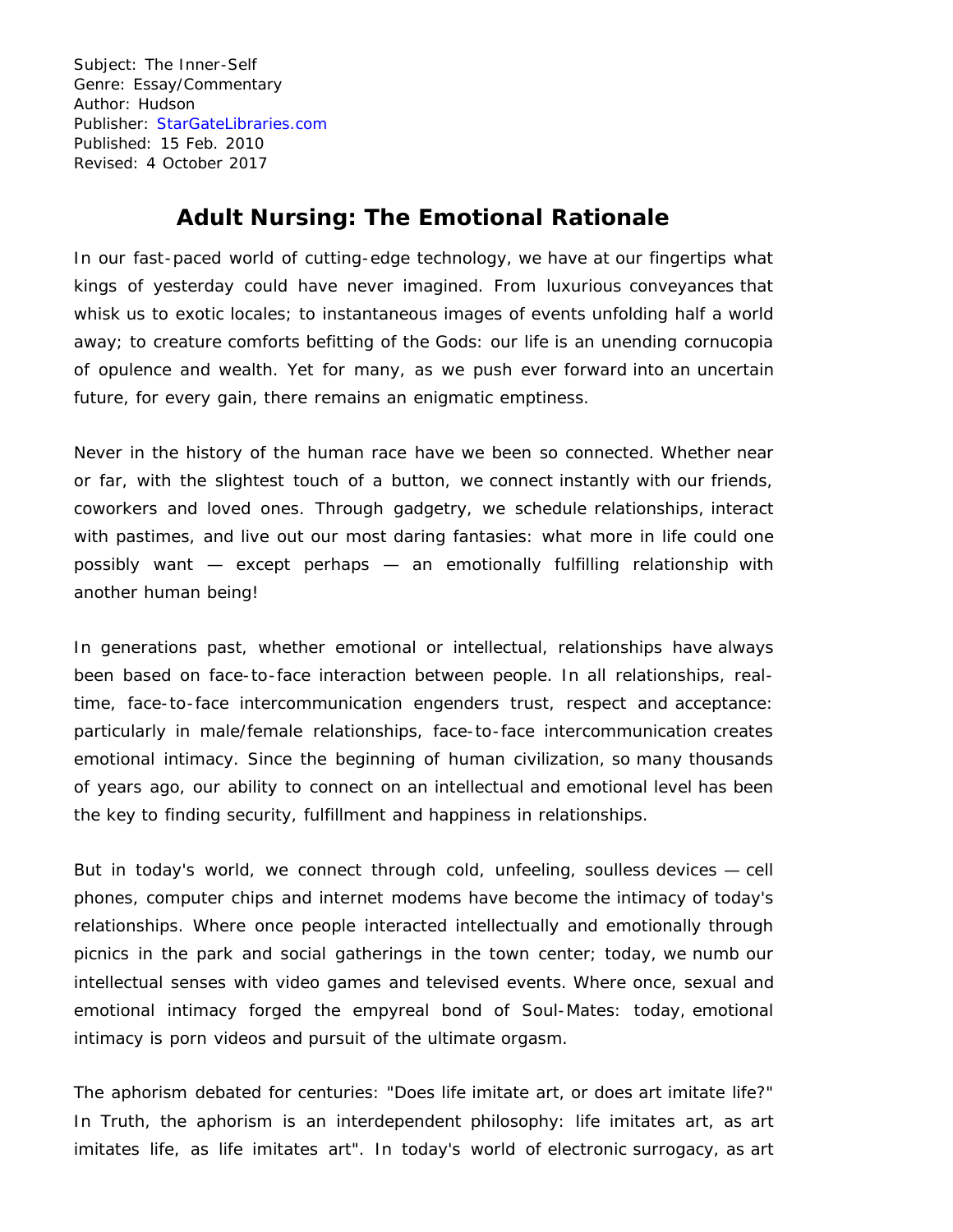Subject: The Inner-Self
Genre: Essay/Commentary
Author: Hudson
Publisher: StarGateLibraries.com
Published: 15 Feb. 2010
Revised: 4 October 2017

# Adult Nursing: The Emotional Rationale

In our fast-paced world of cutting-edge technology, we have at our fingertips what kings of yesterday could have never imagined. From luxurious conveyances that whisk us to exotic locales; to instantaneous images of events unfolding half a world away; to creature comforts befitting of the Gods: our life is an unending cornucopia of opulence and wealth. Yet for many, as we push ever forward into an uncertain future, for every gain, there remains an enigmatic emptiness.

Never in the history of the human race have we been so connected. Whether near or far, with the slightest touch of a button, we connect instantly with our friends, coworkers and loved ones. Through gadgetry, we schedule relationships, interact with pastimes, and live out our most daring fantasies: what more in life could one possibly want — except perhaps — an emotionally fulfilling relationship with another human being!

In generations past, whether emotional or intellectual, relationships have always been based on face-to-face interaction between people. In all relationships, real-time, face-to-face intercommunication engenders trust, respect and acceptance: particularly in male/female relationships, face-to-face intercommunication creates emotional intimacy. Since the beginning of human civilization, so many thousands of years ago, our ability to connect on an intellectual and emotional level has been the key to finding security, fulfillment and happiness in relationships.

But in today's world, we connect through cold, unfeeling, soulless devices — cell phones, computer chips and internet modems have become the intimacy of today's relationships. Where once people interacted intellectually and emotionally through picnics in the park and social gatherings in the town center; today, we numb our intellectual senses with video games and televised events. Where once, sexual and emotional intimacy forged the empyreal bond of Soul-Mates: today, emotional intimacy is porn videos and pursuit of the ultimate orgasm.

The aphorism debated for centuries: "Does life imitate art, or does art imitate life?" In Truth, the aphorism is an interdependent philosophy: life imitates art, as art imitates life, as life imitates art". In today's world of electronic surrogacy, as art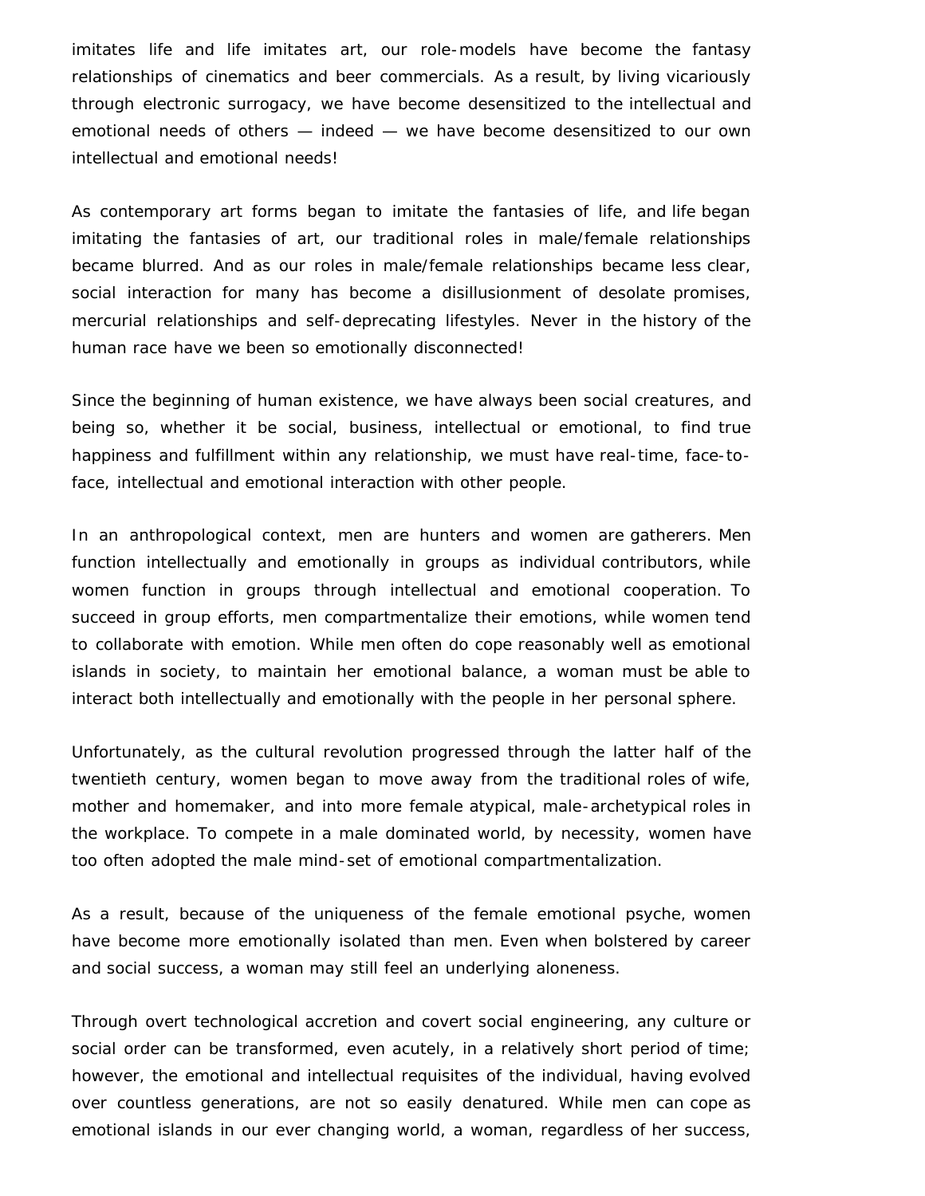imitates life and life imitates art, our role-models have become the fantasy relationships of cinematics and beer commercials. As a result, by living vicariously through electronic surrogacy, we have become desensitized to the intellectual and emotional needs of others — indeed — we have become desensitized to our own intellectual and emotional needs!

As contemporary art forms began to imitate the fantasies of life, and life began imitating the fantasies of art, our traditional roles in male/female relationships became blurred. And as our roles in male/female relationships became less clear, social interaction for many has become a disillusionment of desolate promises, mercurial relationships and self-deprecating lifestyles. Never in the history of the human race have we been so emotionally disconnected!

Since the beginning of human existence, we have always been social creatures, and being so, whether it be social, business, intellectual or emotional, to find true happiness and fulfillment within any relationship, we must have real-time, face-to-face, intellectual and emotional interaction with other people.

In an anthropological context, men are hunters and women are gatherers. Men function intellectually and emotionally in groups as individual contributors, while women function in groups through intellectual and emotional cooperation. To succeed in group efforts, men compartmentalize their emotions, while women tend to collaborate with emotion. While men often do cope reasonably well as emotional islands in society, to maintain her emotional balance, a woman must be able to interact both intellectually and emotionally with the people in her personal sphere.

Unfortunately, as the cultural revolution progressed through the latter half of the twentieth century, women began to move away from the traditional roles of wife, mother and homemaker, and into more female atypical, male-archetypical roles in the workplace. To compete in a male dominated world, by necessity, women have too often adopted the male mind-set of emotional compartmentalization.

As a result, because of the uniqueness of the female emotional psyche, women have become more emotionally isolated than men. Even when bolstered by career and social success, a woman may still feel an underlying aloneness.

Through overt technological accretion and covert social engineering, any culture or social order can be transformed, even acutely, in a relatively short period of time; however, the emotional and intellectual requisites of the individual, having evolved over countless generations, are not so easily denatured. While men can cope as emotional islands in our ever changing world, a woman, regardless of her success,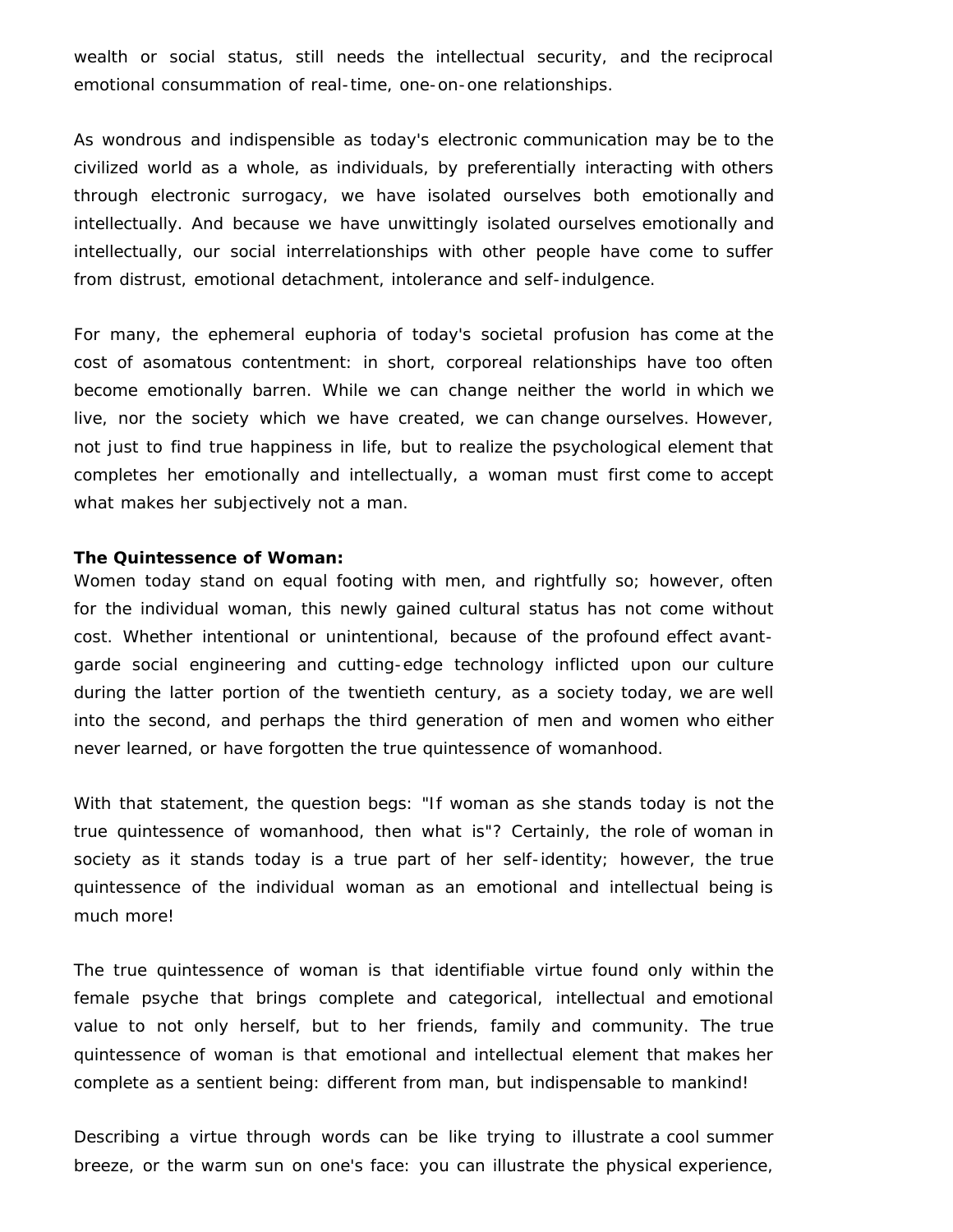wealth or social status, still needs the intellectual security, and the reciprocal emotional consummation of real-time, one-on-one relationships.

As wondrous and indispensible as today's electronic communication may be to the civilized world as a whole, as individuals, by preferentially interacting with others through electronic surrogacy, we have isolated ourselves both emotionally and intellectually. And because we have unwittingly isolated ourselves emotionally and intellectually, our social interrelationships with other people have come to suffer from distrust, emotional detachment, intolerance and self-indulgence.

For many, the ephemeral euphoria of today's societal profusion has come at the cost of asomatous contentment: in short, corporeal relationships have too often become emotionally barren. While we can change neither the world in which we live, nor the society which we have created, we can change ourselves. However, not just to find true happiness in life, but to realize the psychological element that completes her emotionally and intellectually, a woman must first come to accept what makes her subjectively not a man.

**The Quintessence of Woman:**

Women today stand on equal footing with men, and rightfully so; however, often for the individual woman, this newly gained cultural status has not come without cost. Whether intentional or unintentional, because of the profound effect avant-garde social engineering and cutting-edge technology inflicted upon our culture during the latter portion of the twentieth century, as a society today, we are well into the second, and perhaps the third generation of men and women who either never learned, or have forgotten the true quintessence of womanhood.

With that statement, the question begs: "If woman as she stands today is not the true quintessence of womanhood, then what is"? Certainly, the role of woman in society as it stands today is a true part of her self-identity; however, the true quintessence of the individual woman as an emotional and intellectual being is much more!

The true quintessence of woman is that identifiable virtue found only within the female psyche that brings complete and categorical, intellectual and emotional value to not only herself, but to her friends, family and community. The true quintessence of woman is that emotional and intellectual element that makes her complete as a sentient being: different from man, but indispensable to mankind!

Describing a virtue through words can be like trying to illustrate a cool summer breeze, or the warm sun on one's face: you can illustrate the physical experience,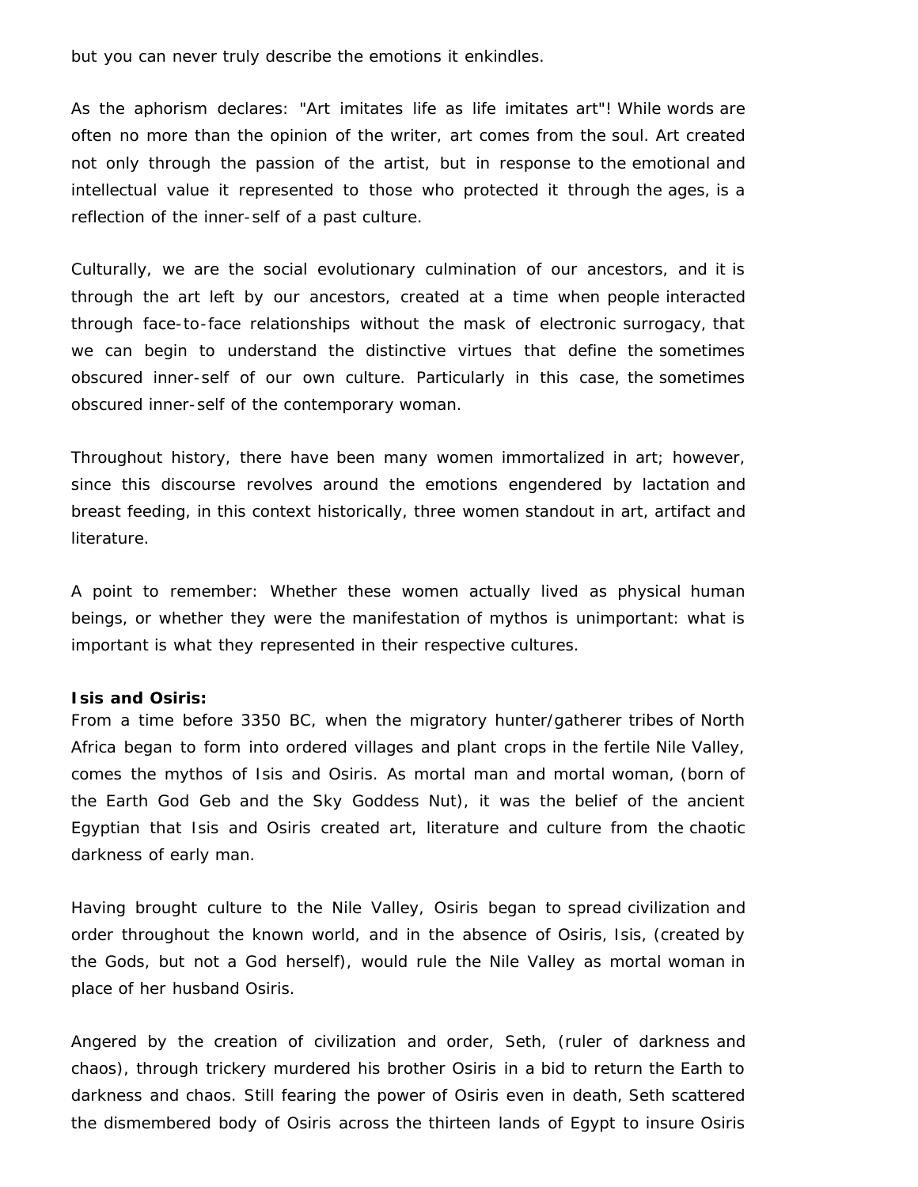but you can never truly describe the emotions it enkindles.

As the aphorism declares: "Art imitates life as life imitates art"! While words are often no more than the opinion of the writer, art comes from the soul. Art created not only through the passion of the artist, but in response to the emotional and intellectual value it represented to those who protected it through the ages, is a reflection of the inner-self of a past culture.

Culturally, we are the social evolutionary culmination of our ancestors, and it is through the art left by our ancestors, created at a time when people interacted through face-to-face relationships without the mask of electronic surrogacy, that we can begin to understand the distinctive virtues that define the sometimes obscured inner-self of our own culture. Particularly in this case, the sometimes obscured inner-self of the contemporary woman.

Throughout history, there have been many women immortalized in art; however, since this discourse revolves around the emotions engendered by lactation and breast feeding, in this context historically, three women standout in art, artifact and literature.

A point to remember: Whether these women actually lived as physical human beings, or whether they were the manifestation of mythos is unimportant: what is important is what they represented in their respective cultures.

**Isis and Osiris:**
From a time before 3350 BC, when the migratory hunter/gatherer tribes of North Africa began to form into ordered villages and plant crops in the fertile Nile Valley, comes the mythos of Isis and Osiris. As mortal man and mortal woman, (born of the Earth God Geb and the Sky Goddess Nut), it was the belief of the ancient Egyptian that Isis and Osiris created art, literature and culture from the chaotic darkness of early man.

Having brought culture to the Nile Valley, Osiris began to spread civilization and order throughout the known world, and in the absence of Osiris, Isis, (created by the Gods, but not a God herself), would rule the Nile Valley as mortal woman in place of her husband Osiris.

Angered by the creation of civilization and order, Seth, (ruler of darkness and chaos), through trickery murdered his brother Osiris in a bid to return the Earth to darkness and chaos. Still fearing the power of Osiris even in death, Seth scattered the dismembered body of Osiris across the thirteen lands of Egypt to insure Osiris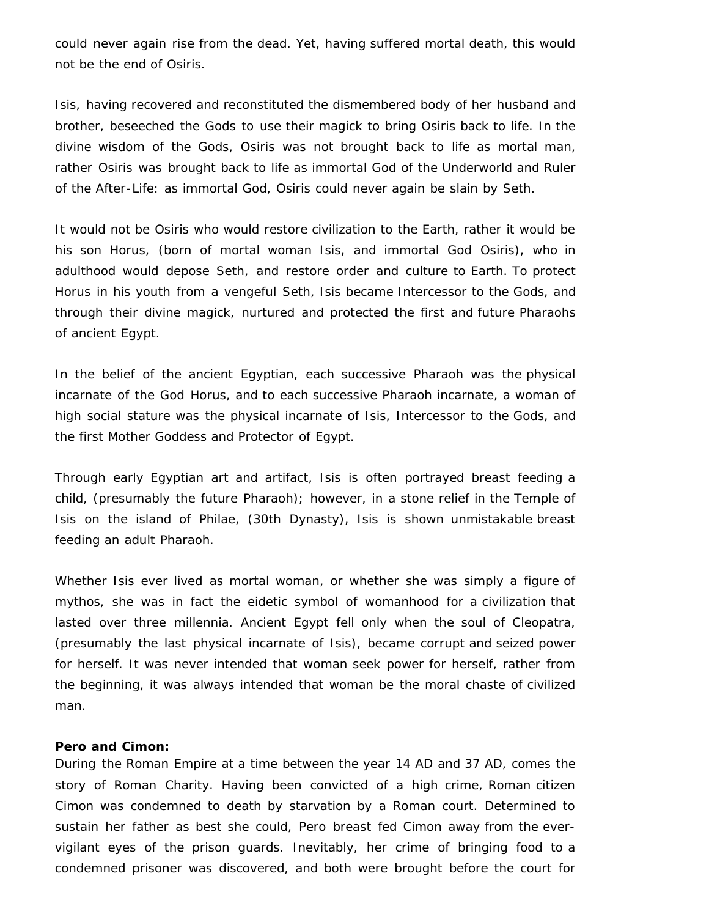could never again rise from the dead. Yet, having suffered mortal death, this would not be the end of Osiris.

Isis, having recovered and reconstituted the dismembered body of her husband and brother, beseeched the Gods to use their magick to bring Osiris back to life. In the divine wisdom of the Gods, Osiris was not brought back to life as mortal man, rather Osiris was brought back to life as immortal God of the Underworld and Ruler of the After-Life: as immortal God, Osiris could never again be slain by Seth.

It would not be Osiris who would restore civilization to the Earth, rather it would be his son Horus, (born of mortal woman Isis, and immortal God Osiris), who in adulthood would depose Seth, and restore order and culture to Earth. To protect Horus in his youth from a vengeful Seth, Isis became Intercessor to the Gods, and through their divine magick, nurtured and protected the first and future Pharaohs of ancient Egypt.

In the belief of the ancient Egyptian, each successive Pharaoh was the physical incarnate of the God Horus, and to each successive Pharaoh incarnate, a woman of high social stature was the physical incarnate of Isis, Intercessor to the Gods, and the first Mother Goddess and Protector of Egypt.

Through early Egyptian art and artifact, Isis is often portrayed breast feeding a child, (presumably the future Pharaoh); however, in a stone relief in the Temple of Isis on the island of Philae, (30th Dynasty), Isis is shown unmistakable breast feeding an adult Pharaoh.

Whether Isis ever lived as mortal woman, or whether she was simply a figure of mythos, she was in fact the eidetic symbol of womanhood for a civilization that lasted over three millennia. Ancient Egypt fell only when the soul of Cleopatra, (presumably the last physical incarnate of Isis), became corrupt and seized power for herself. It was never intended that woman seek power for herself, rather from the beginning, it was always intended that woman be the moral chaste of civilized man.

**Pero and Cimon:**
During the Roman Empire at a time between the year 14 AD and 37 AD, comes the story of Roman Charity. Having been convicted of a high crime, Roman citizen Cimon was condemned to death by starvation by a Roman court. Determined to sustain her father as best she could, Pero breast fed Cimon away from the ever-vigilant eyes of the prison guards. Inevitably, her crime of bringing food to a condemned prisoner was discovered, and both were brought before the court for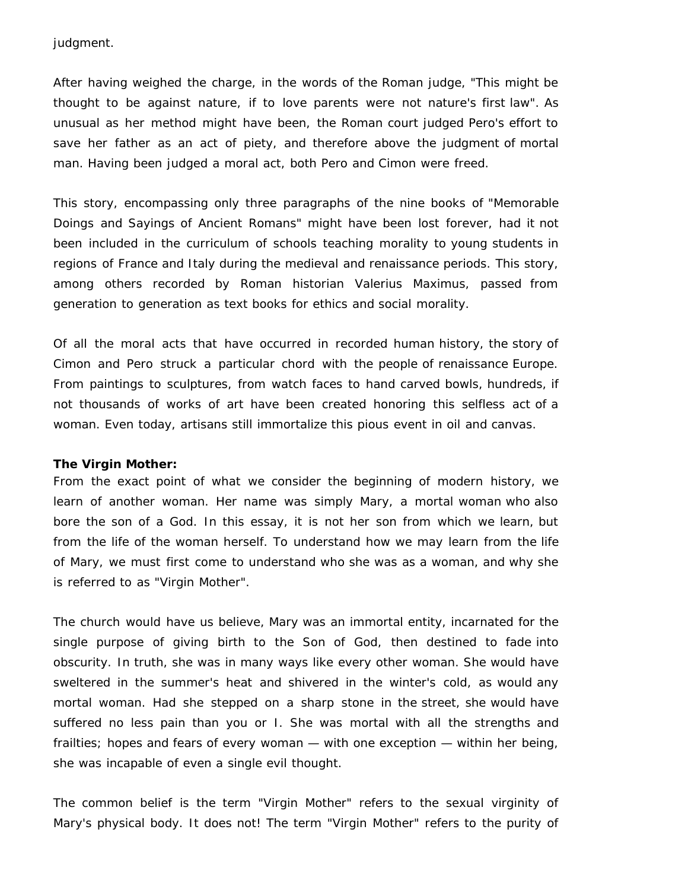judgment.

After having weighed the charge, in the words of the Roman judge, "This might be thought to be against nature, if to love parents were not nature's first law". As unusual as her method might have been, the Roman court judged Pero's effort to save her father as an act of piety, and therefore above the judgment of mortal man. Having been judged a moral act, both Pero and Cimon were freed.

This story, encompassing only three paragraphs of the nine books of "Memorable Doings and Sayings of Ancient Romans" might have been lost forever, had it not been included in the curriculum of schools teaching morality to young students in regions of France and Italy during the medieval and renaissance periods. This story, among others recorded by Roman historian Valerius Maximus, passed from generation to generation as text books for ethics and social morality.

Of all the moral acts that have occurred in recorded human history, the story of Cimon and Pero struck a particular chord with the people of renaissance Europe. From paintings to sculptures, from watch faces to hand carved bowls, hundreds, if not thousands of works of art have been created honoring this selfless act of a woman. Even today, artisans still immortalize this pious event in oil and canvas.

**The Virgin Mother:**
From the exact point of what we consider the beginning of modern history, we learn of another woman. Her name was simply Mary, a mortal woman who also bore the son of a God. In this essay, it is not her son from which we learn, but from the life of the woman herself. To understand how we may learn from the life of Mary, we must first come to understand who she was as a woman, and why she is referred to as "Virgin Mother".

The church would have us believe, Mary was an immortal entity, incarnated for the single purpose of giving birth to the Son of God, then destined to fade into obscurity. In truth, she was in many ways like every other woman. She would have sweltered in the summer's heat and shivered in the winter's cold, as would any mortal woman. Had she stepped on a sharp stone in the street, she would have suffered no less pain than you or I. She was mortal with all the strengths and frailties; hopes and fears of every woman — with one exception — within her being, she was incapable of even a single evil thought.

The common belief is the term "Virgin Mother" refers to the sexual virginity of Mary's physical body. It does not! The term "Virgin Mother" refers to the purity of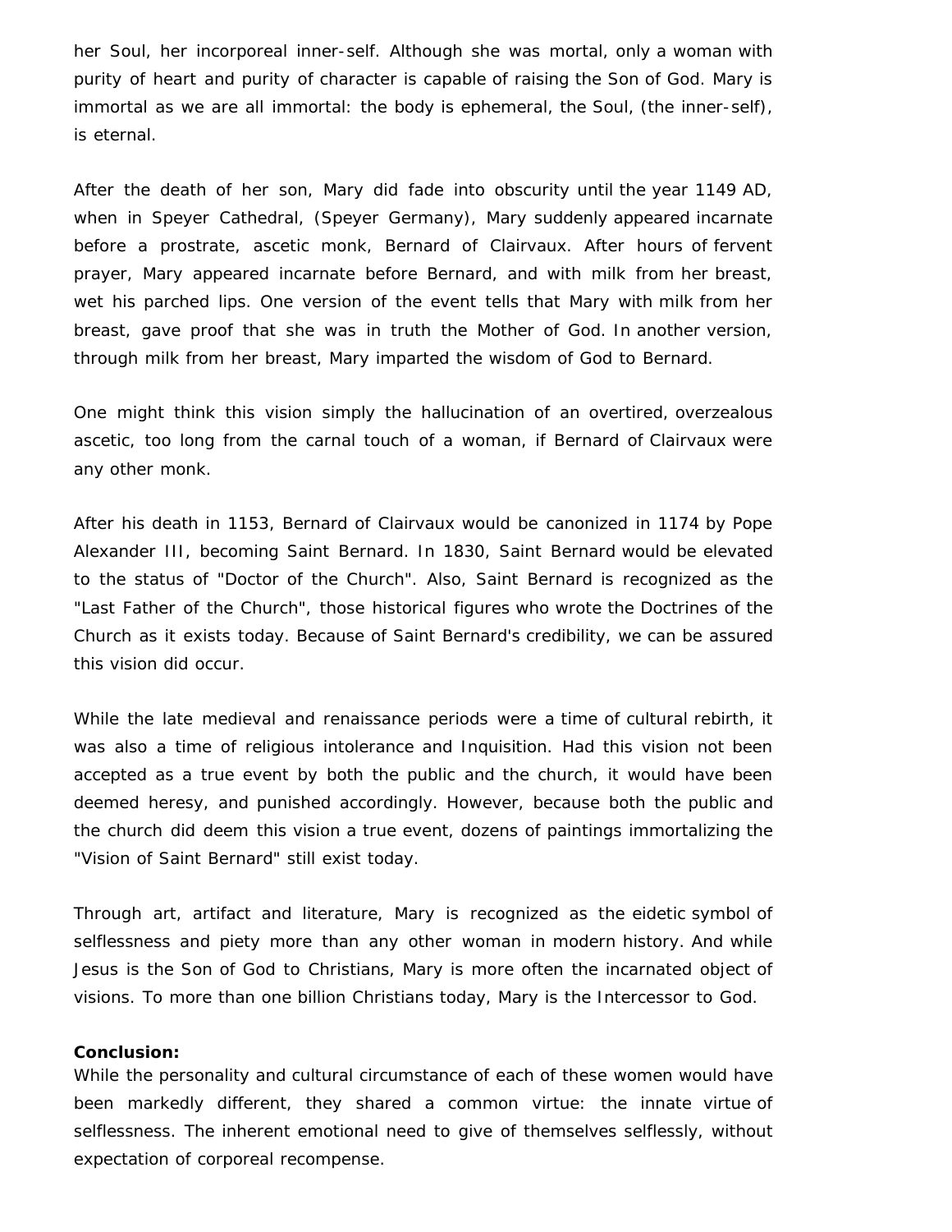her Soul, her incorporeal inner-self. Although she was mortal, only a woman with purity of heart and purity of character is capable of raising the Son of God. Mary is immortal as we are all immortal: the body is ephemeral, the Soul, (the inner-self), is eternal.

After the death of her son, Mary did fade into obscurity until the year 1149 AD, when in Speyer Cathedral, (Speyer Germany), Mary suddenly appeared incarnate before a prostrate, ascetic monk, Bernard of Clairvaux. After hours of fervent prayer, Mary appeared incarnate before Bernard, and with milk from her breast, wet his parched lips. One version of the event tells that Mary with milk from her breast, gave proof that she was in truth the Mother of God. In another version, through milk from her breast, Mary imparted the wisdom of God to Bernard.

One might think this vision simply the hallucination of an overtired, overzealous ascetic, too long from the carnal touch of a woman, if Bernard of Clairvaux were any other monk.

After his death in 1153, Bernard of Clairvaux would be canonized in 1174 by Pope Alexander III, becoming Saint Bernard. In 1830, Saint Bernard would be elevated to the status of "Doctor of the Church". Also, Saint Bernard is recognized as the "Last Father of the Church", those historical figures who wrote the Doctrines of the Church as it exists today. Because of Saint Bernard's credibility, we can be assured this vision did occur.

While the late medieval and renaissance periods were a time of cultural rebirth, it was also a time of religious intolerance and Inquisition. Had this vision not been accepted as a true event by both the public and the church, it would have been deemed heresy, and punished accordingly. However, because both the public and the church did deem this vision a true event, dozens of paintings immortalizing the "Vision of Saint Bernard" still exist today.

Through art, artifact and literature, Mary is recognized as the eidetic symbol of selflessness and piety more than any other woman in modern history. And while Jesus is the Son of God to Christians, Mary is more often the incarnated object of visions. To more than one billion Christians today, Mary is the Intercessor to God.

**Conclusion:**
While the personality and cultural circumstance of each of these women would have been markedly different, they shared a common virtue: the innate virtue of selflessness. The inherent emotional need to give of themselves selflessly, without expectation of corporeal recompense.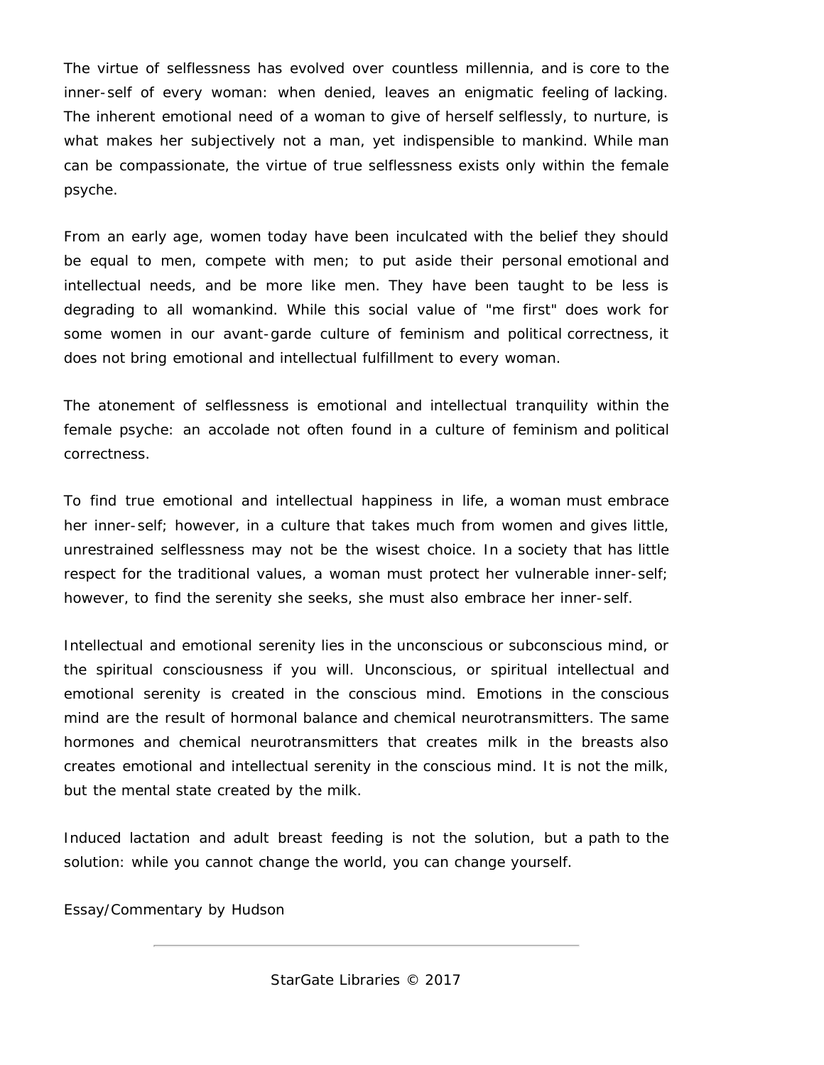The virtue of selflessness has evolved over countless millennia, and is core to the inner-self of every woman: when denied, leaves an enigmatic feeling of lacking. The inherent emotional need of a woman to give of herself selflessly, to nurture, is what makes her subjectively not a man, yet indispensible to mankind. While man can be compassionate, the virtue of true selflessness exists only within the female psyche.

From an early age, women today have been inculcated with the belief they should be equal to men, compete with men; to put aside their personal emotional and intellectual needs, and be more like men. They have been taught to be less is degrading to all womankind. While this social value of "me first" does work for some women in our avant-garde culture of feminism and political correctness, it does not bring emotional and intellectual fulfillment to every woman.

The atonement of selflessness is emotional and intellectual tranquility within the female psyche: an accolade not often found in a culture of feminism and political correctness.

To find true emotional and intellectual happiness in life, a woman must embrace her inner-self; however, in a culture that takes much from women and gives little, unrestrained selflessness may not be the wisest choice. In a society that has little respect for the traditional values, a woman must protect her vulnerable inner-self; however, to find the serenity she seeks, she must also embrace her inner-self.

Intellectual and emotional serenity lies in the unconscious or subconscious mind, or the spiritual consciousness if you will. Unconscious, or spiritual intellectual and emotional serenity is created in the conscious mind. Emotions in the conscious mind are the result of hormonal balance and chemical neurotransmitters. The same hormones and chemical neurotransmitters that creates milk in the breasts also creates emotional and intellectual serenity in the conscious mind. It is not the milk, but the mental state created by the milk.

Induced lactation and adult breast feeding is not the solution, but a path to the solution: while you cannot change the world, you can change yourself.

Essay/Commentary by Hudson

StarGate Libraries © 2017